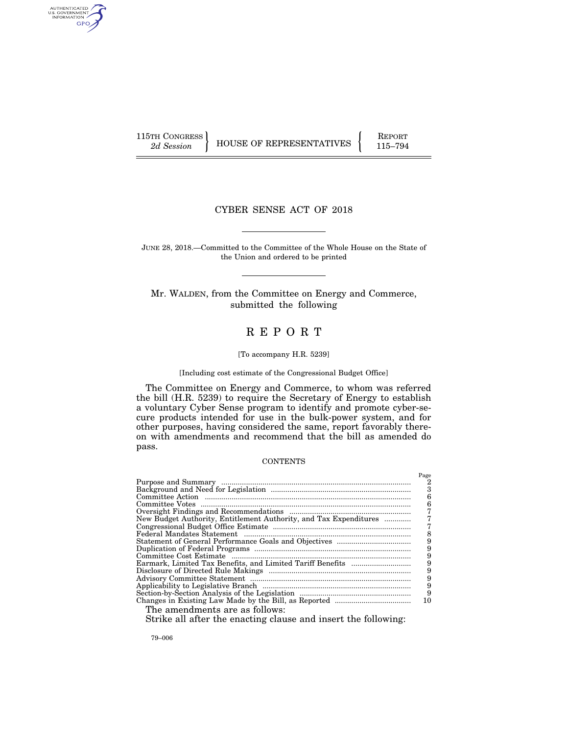115TH CONGRESS
*2d Session*

HOUSE OF REPRESENTATIVES

REPORT
115–794

# CYBER SENSE ACT OF 2018

JUNE 28, 2018.—Committed to the Committee of the Whole House on the State of the Union and ordered to be printed

Mr. WALDEN, from the Committee on Energy and Commerce, submitted the following

# R E P O R T

[To accompany H.R. 5239]

[Including cost estimate of the Congressional Budget Office]

The Committee on Energy and Commerce, to whom was referred the bill (H.R. 5239) to require the Secretary of Energy to establish a voluntary Cyber Sense program to identify and promote cyber-secure products intended for use in the bulk-power system, and for other purposes, having considered the same, report favorably thereon with amendments and recommend that the bill as amended do pass.

CONTENTS

| | Page |
|---|---|
| Purpose and Summary | 2 |
| Background and Need for Legislation | 3 |
| Committee Action | 6 |
| Committee Votes | 6 |
| Oversight Findings and Recommendations | 7 |
| New Budget Authority, Entitlement Authority, and Tax Expenditures | 7 |
| Congressional Budget Office Estimate | 7 |
| Federal Mandates Statement | 8 |
| Statement of General Performance Goals and Objectives | 9 |
| Duplication of Federal Programs | 9 |
| Committee Cost Estimate | 9 |
| Earmark, Limited Tax Benefits, and Limited Tariff Benefits | 9 |
| Disclosure of Directed Rule Makings | 9 |
| Advisory Committee Statement | 9 |
| Applicability to Legislative Branch | 9 |
| Section-by-Section Analysis of the Legislation | 9 |
| Changes in Existing Law Made by the Bill, as Reported | 10 |

The amendments are as follows:

Strike all after the enacting clause and insert the following:

79–006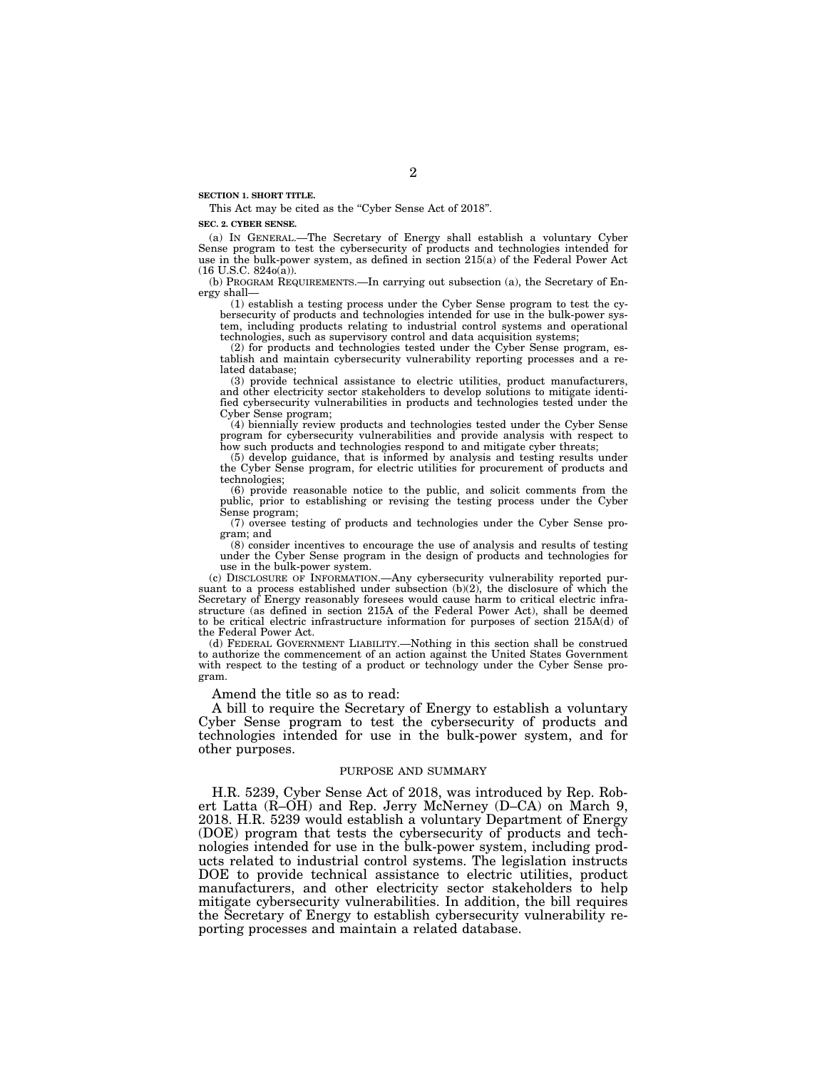**SECTION 1. SHORT TITLE.**

This Act may be cited as the "Cyber Sense Act of 2018".

**SEC. 2. CYBER SENSE.**

(a) IN GENERAL.—The Secretary of Energy shall establish a voluntary Cyber Sense program to test the cybersecurity of products and technologies intended for use in the bulk-power system, as defined in section 215(a) of the Federal Power Act (16 U.S.C. 824o(a)).

(b) PROGRAM REQUIREMENTS.—In carrying out subsection (a), the Secretary of Energy shall—

(1) establish a testing process under the Cyber Sense program to test the cybersecurity of products and technologies intended for use in the bulk-power system, including products relating to industrial control systems and operational technologies, such as supervisory control and data acquisition systems;

(2) for products and technologies tested under the Cyber Sense program, establish and maintain cybersecurity vulnerability reporting processes and a related database;

(3) provide technical assistance to electric utilities, product manufacturers, and other electricity sector stakeholders to develop solutions to mitigate identified cybersecurity vulnerabilities in products and technologies tested under the Cyber Sense program;

(4) biennially review products and technologies tested under the Cyber Sense program for cybersecurity vulnerabilities and provide analysis with respect to how such products and technologies respond to and mitigate cyber threats;

(5) develop guidance, that is informed by analysis and testing results under the Cyber Sense program, for electric utilities for procurement of products and technologies;

(6) provide reasonable notice to the public, and solicit comments from the public, prior to establishing or revising the testing process under the Cyber Sense program;

(7) oversee testing of products and technologies under the Cyber Sense program; and

(8) consider incentives to encourage the use of analysis and results of testing under the Cyber Sense program in the design of products and technologies for use in the bulk-power system.

(c) DISCLOSURE OF INFORMATION.—Any cybersecurity vulnerability reported pursuant to a process established under subsection (b)(2), the disclosure of which the Secretary of Energy reasonably foresees would cause harm to critical electric infrastructure (as defined in section 215A of the Federal Power Act), shall be deemed to be critical electric infrastructure information for purposes of section 215A(d) of the Federal Power Act.

(d) FEDERAL GOVERNMENT LIABILITY.—Nothing in this section shall be construed to authorize the commencement of an action against the United States Government with respect to the testing of a product or technology under the Cyber Sense program.

Amend the title so as to read:

A bill to require the Secretary of Energy to establish a voluntary Cyber Sense program to test the cybersecurity of products and technologies intended for use in the bulk-power system, and for other purposes.

## PURPOSE AND SUMMARY

H.R. 5239, Cyber Sense Act of 2018, was introduced by Rep. Robert Latta (R–OH) and Rep. Jerry McNerney (D–CA) on March 9, 2018. H.R. 5239 would establish a voluntary Department of Energy (DOE) program that tests the cybersecurity of products and technologies intended for use in the bulk-power system, including products related to industrial control systems. The legislation instructs DOE to provide technical assistance to electric utilities, product manufacturers, and other electricity sector stakeholders to help mitigate cybersecurity vulnerabilities. In addition, the bill requires the Secretary of Energy to establish cybersecurity vulnerability reporting processes and maintain a related database.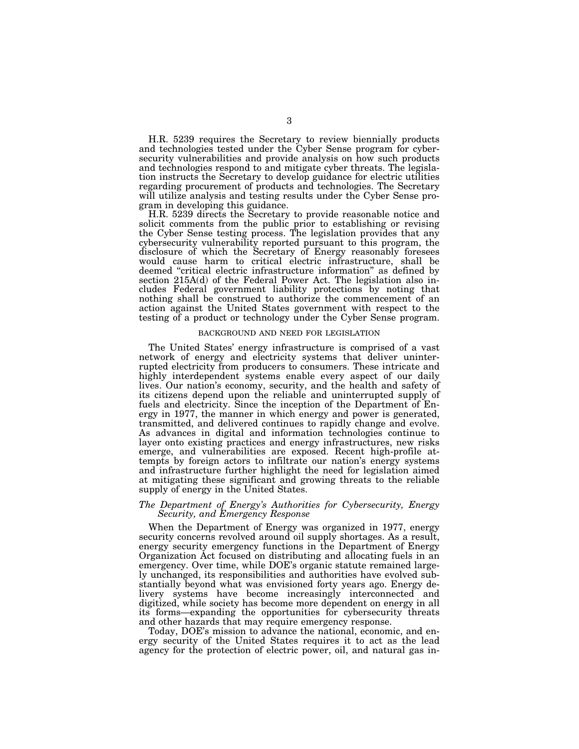H.R. 5239 requires the Secretary to review biennially products and technologies tested under the Cyber Sense program for cybersecurity vulnerabilities and provide analysis on how such products and technologies respond to and mitigate cyber threats. The legislation instructs the Secretary to develop guidance for electric utilities regarding procurement of products and technologies. The Secretary will utilize analysis and testing results under the Cyber Sense program in developing this guidance.

H.R. 5239 directs the Secretary to provide reasonable notice and solicit comments from the public prior to establishing or revising the Cyber Sense testing process. The legislation provides that any cybersecurity vulnerability reported pursuant to this program, the disclosure of which the Secretary of Energy reasonably foresees would cause harm to critical electric infrastructure, shall be deemed "critical electric infrastructure information" as defined by section 215A(d) of the Federal Power Act. The legislation also includes Federal government liability protections by noting that nothing shall be construed to authorize the commencement of an action against the United States government with respect to the testing of a product or technology under the Cyber Sense program.

## BACKGROUND AND NEED FOR LEGISLATION

The United States' energy infrastructure is comprised of a vast network of energy and electricity systems that deliver uninterrupted electricity from producers to consumers. These intricate and highly interdependent systems enable every aspect of our daily lives. Our nation's economy, security, and the health and safety of its citizens depend upon the reliable and uninterrupted supply of fuels and electricity. Since the inception of the Department of Energy in 1977, the manner in which energy and power is generated, transmitted, and delivered continues to rapidly change and evolve. As advances in digital and information technologies continue to layer onto existing practices and energy infrastructures, new risks emerge, and vulnerabilities are exposed. Recent high-profile attempts by foreign actors to infiltrate our nation's energy systems and infrastructure further highlight the need for legislation aimed at mitigating these significant and growing threats to the reliable supply of energy in the United States.

### *The Department of Energy's Authorities for Cybersecurity, Energy Security, and Emergency Response*

When the Department of Energy was organized in 1977, energy security concerns revolved around oil supply shortages. As a result, energy security emergency functions in the Department of Energy Organization Act focused on distributing and allocating fuels in an emergency. Over time, while DOE's organic statute remained largely unchanged, its responsibilities and authorities have evolved substantially beyond what was envisioned forty years ago. Energy delivery systems have become increasingly interconnected and digitized, while society has become more dependent on energy in all its forms—expanding the opportunities for cybersecurity threats and other hazards that may require emergency response.

Today, DOE's mission to advance the national, economic, and energy security of the United States requires it to act as the lead agency for the protection of electric power, oil, and natural gas in-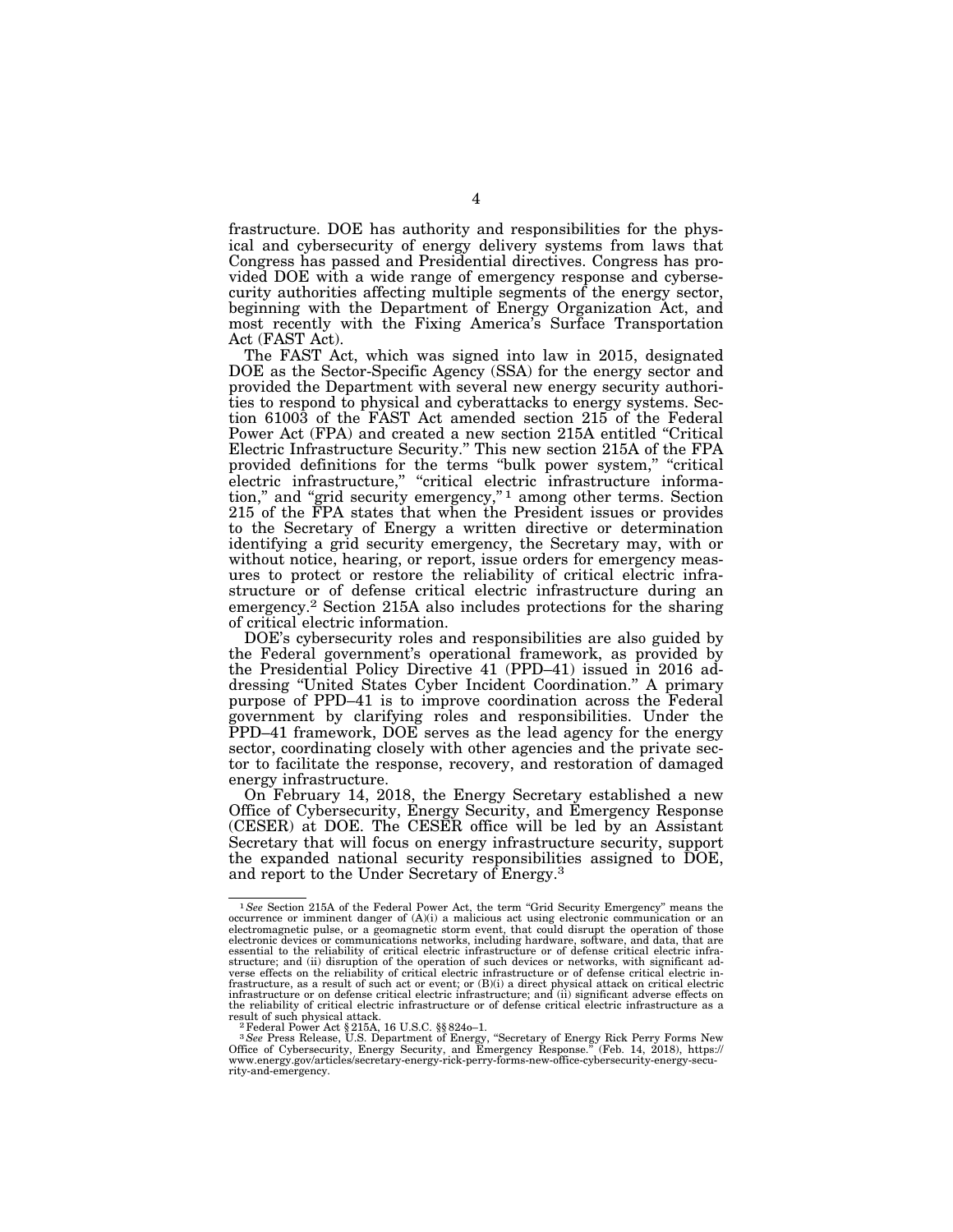frastructure. DOE has authority and responsibilities for the physical and cybersecurity of energy delivery systems from laws that Congress has passed and Presidential directives. Congress has provided DOE with a wide range of emergency response and cybersecurity authorities affecting multiple segments of the energy sector, beginning with the Department of Energy Organization Act, and most recently with the Fixing America's Surface Transportation Act (FAST Act).

The FAST Act, which was signed into law in 2015, designated DOE as the Sector-Specific Agency (SSA) for the energy sector and provided the Department with several new energy security authorities to respond to physical and cyberattacks to energy systems. Section 61003 of the FAST Act amended section 215 of the Federal Power Act (FPA) and created a new section 215A entitled "Critical Electric Infrastructure Security." This new section 215A of the FPA provided definitions for the terms "bulk power system," "critical electric infrastructure," "critical electric infrastructure information," and "grid security emergency,"[1] among other terms. Section 215 of the FPA states that when the President issues or provides to the Secretary of Energy a written directive or determination identifying a grid security emergency, the Secretary may, with or without notice, hearing, or report, issue orders for emergency measures to protect or restore the reliability of critical electric infrastructure or of defense critical electric infrastructure during an emergency.[2] Section 215A also includes protections for the sharing of critical electric information.

DOE's cybersecurity roles and responsibilities are also guided by the Federal government's operational framework, as provided by the Presidential Policy Directive 41 (PPD–41) issued in 2016 addressing "United States Cyber Incident Coordination." A primary purpose of PPD–41 is to improve coordination across the Federal government by clarifying roles and responsibilities. Under the PPD–41 framework, DOE serves as the lead agency for the energy sector, coordinating closely with other agencies and the private sector to facilitate the response, recovery, and restoration of damaged energy infrastructure.

On February 14, 2018, the Energy Secretary established a new Office of Cybersecurity, Energy Security, and Emergency Response (CESER) at DOE. The CESER office will be led by an Assistant Secretary that will focus on energy infrastructure security, support the expanded national security responsibilities assigned to DOE, and report to the Under Secretary of Energy.[3]

---

[1] *See* Section 215A of the Federal Power Act, the term "Grid Security Emergency" means the occurrence or imminent danger of (A)(i) a malicious act using electronic communication or an electromagnetic pulse, or a geomagnetic storm event, that could disrupt the operation of those electronic devices or communications networks, including hardware, software, and data, that are essential to the reliability of critical electric infrastructure or of defense critical electric infrastructure; and (ii) disruption of the operation of such devices or networks, with significant adverse effects on the reliability of critical electric infrastructure or of defense critical electric infrastructure, as a result of such act or event; or (B)(i) a direct physical attack on critical electric infrastructure or on defense critical electric infrastructure; and (ii) significant adverse effects on the reliability of critical electric infrastructure or of defense critical electric infrastructure as a result of such physical attack.

[2] Federal Power Act § 215A, 16 U.S.C. §§ 824o–1.

[3] *See* Press Release, U.S. Department of Energy, "Secretary of Energy Rick Perry Forms New Office of Cybersecurity, Energy Security, and Emergency Response." (Feb. 14, 2018), https://www.energy.gov/articles/secretary-energy-rick-perry-forms-new-office-cybersecurity-energy-security-and-emergency.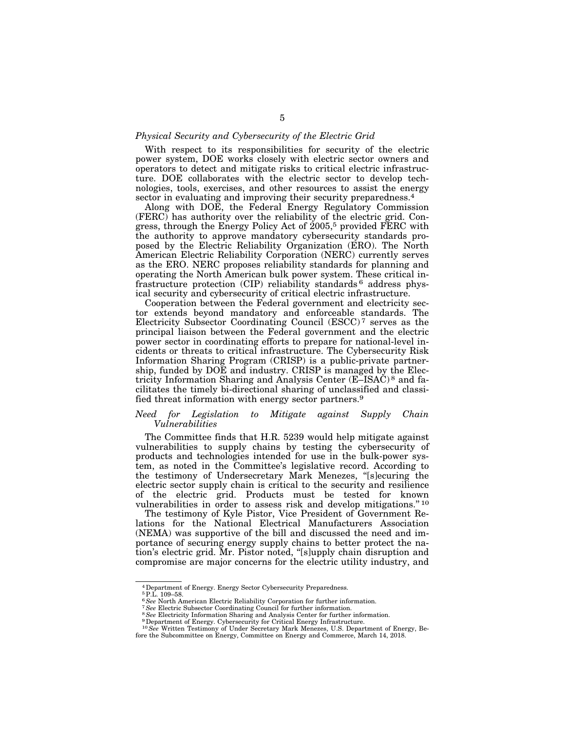*Physical Security and Cybersecurity of the Electric Grid*

With respect to its responsibilities for security of the electric power system, DOE works closely with electric sector owners and operators to detect and mitigate risks to critical electric infrastructure. DOE collaborates with the electric sector to develop technologies, tools, exercises, and other resources to assist the energy sector in evaluating and improving their security preparedness.[4]

Along with DOE, the Federal Energy Regulatory Commission (FERC) has authority over the reliability of the electric grid. Congress, through the Energy Policy Act of 2005,[5] provided FERC with the authority to approve mandatory cybersecurity standards proposed by the Electric Reliability Organization (ERO). The North American Electric Reliability Corporation (NERC) currently serves as the ERO. NERC proposes reliability standards for planning and operating the North American bulk power system. These critical infrastructure protection (CIP) reliability standards[6] address physical security and cybersecurity of critical electric infrastructure.

Cooperation between the Federal government and electricity sector extends beyond mandatory and enforceable standards. The Electricity Subsector Coordinating Council (ESCC)[7] serves as the principal liaison between the Federal government and the electric power sector in coordinating efforts to prepare for national-level incidents or threats to critical infrastructure. The Cybersecurity Risk Information Sharing Program (CRISP) is a public-private partnership, funded by DOE and industry. CRISP is managed by the Electricity Information Sharing and Analysis Center (E–ISAC)[8] and facilitates the timely bi-directional sharing of unclassified and classified threat information with energy sector partners.[9]

*Need for Legislation to Mitigate against Supply Chain Vulnerabilities*

The Committee finds that H.R. 5239 would help mitigate against vulnerabilities to supply chains by testing the cybersecurity of products and technologies intended for use in the bulk-power system, as noted in the Committee's legislative record. According to the testimony of Undersecretary Mark Menezes, "[s]ecuring the electric sector supply chain is critical to the security and resilience of the electric grid. Products must be tested for known vulnerabilities in order to assess risk and develop mitigations." [10]

The testimony of Kyle Pistor, Vice President of Government Relations for the National Electrical Manufacturers Association (NEMA) was supportive of the bill and discussed the need and importance of securing energy supply chains to better protect the nation's electric grid. Mr. Pistor noted, "[s]upply chain disruption and compromise are major concerns for the electric utility industry, and

---

[4] Department of Energy. Energy Sector Cybersecurity Preparedness.

[5] P.L. 109–58.

[6] *See* North American Electric Reliability Corporation for further information.

[7] *See* Electric Subsector Coordinating Council for further information.

[8] *See* Electricity Information Sharing and Analysis Center for further information.

[9] Department of Energy. Cybersecurity for Critical Energy Infrastructure.

[10] *See* Written Testimony of Under Secretary Mark Menezes, U.S. Department of Energy, Before the Subcommittee on Energy, Committee on Energy and Commerce, March 14, 2018.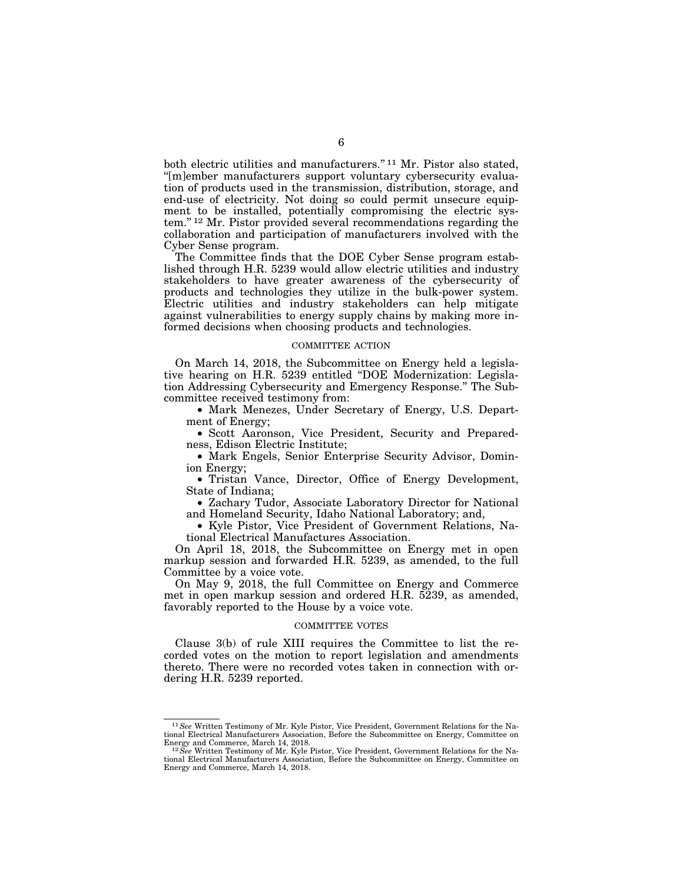both electric utilities and manufacturers."[11] Mr. Pistor also stated, "[m]ember manufacturers support voluntary cybersecurity evaluation of products used in the transmission, distribution, storage, and end-use of electricity. Not doing so could permit unsecure equipment to be installed, potentially compromising the electric system."[12] Mr. Pistor provided several recommendations regarding the collaboration and participation of manufacturers involved with the Cyber Sense program.

The Committee finds that the DOE Cyber Sense program established through H.R. 5239 would allow electric utilities and industry stakeholders to have greater awareness of the cybersecurity of products and technologies they utilize in the bulk-power system. Electric utilities and industry stakeholders can help mitigate against vulnerabilities to energy supply chains by making more informed decisions when choosing products and technologies.

## COMMITTEE ACTION

On March 14, 2018, the Subcommittee on Energy held a legislative hearing on H.R. 5239 entitled "DOE Modernization: Legislation Addressing Cybersecurity and Emergency Response." The Subcommittee received testimony from:

- Mark Menezes, Under Secretary of Energy, U.S. Department of Energy;
- Scott Aaronson, Vice President, Security and Preparedness, Edison Electric Institute;
- Mark Engels, Senior Enterprise Security Advisor, Dominion Energy;
- Tristan Vance, Director, Office of Energy Development, State of Indiana;
- Zachary Tudor, Associate Laboratory Director for National and Homeland Security, Idaho National Laboratory; and,
- Kyle Pistor, Vice President of Government Relations, National Electrical Manufactures Association.

On April 18, 2018, the Subcommittee on Energy met in open markup session and forwarded H.R. 5239, as amended, to the full Committee by a voice vote.

On May 9, 2018, the full Committee on Energy and Commerce met in open markup session and ordered H.R. 5239, as amended, favorably reported to the House by a voice vote.

## COMMITTEE VOTES

Clause 3(b) of rule XIII requires the Committee to list the recorded votes on the motion to report legislation and amendments thereto. There were no recorded votes taken in connection with ordering H.R. 5239 reported.

---

[11] *See* Written Testimony of Mr. Kyle Pistor, Vice President, Government Relations for the National Electrical Manufacturers Association, Before the Subcommittee on Energy, Committee on Energy and Commerce, March 14, 2018.

[12] *See* Written Testimony of Mr. Kyle Pistor, Vice President, Government Relations for the National Electrical Manufacturers Association, Before the Subcommittee on Energy, Committee on Energy and Commerce, March 14, 2018.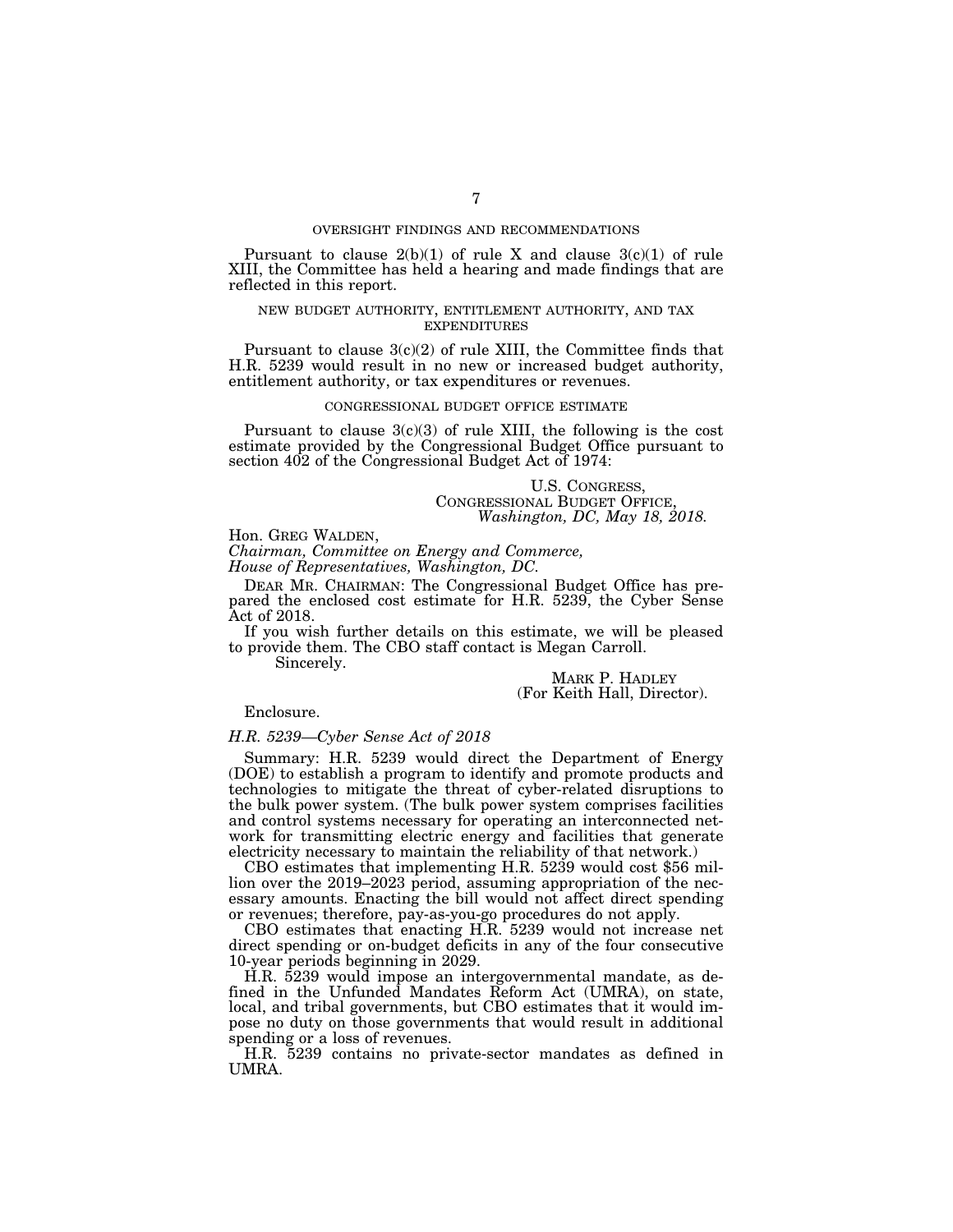## OVERSIGHT FINDINGS AND RECOMMENDATIONS

Pursuant to clause 2(b)(1) of rule X and clause 3(c)(1) of rule XIII, the Committee has held a hearing and made findings that are reflected in this report.

## NEW BUDGET AUTHORITY, ENTITLEMENT AUTHORITY, AND TAX EXPENDITURES

Pursuant to clause 3(c)(2) of rule XIII, the Committee finds that H.R. 5239 would result in no new or increased budget authority, entitlement authority, or tax expenditures or revenues.

## CONGRESSIONAL BUDGET OFFICE ESTIMATE

Pursuant to clause 3(c)(3) of rule XIII, the following is the cost estimate provided by the Congressional Budget Office pursuant to section 402 of the Congressional Budget Act of 1974:

U.S. CONGRESS,
CONGRESSIONAL BUDGET OFFICE,
*Washington, DC, May 18, 2018.*

Hon. GREG WALDEN,
*Chairman, Committee on Energy and Commerce,*
*House of Representatives, Washington, DC.*

DEAR MR. CHAIRMAN: The Congressional Budget Office has prepared the enclosed cost estimate for H.R. 5239, the Cyber Sense Act of 2018.

If you wish further details on this estimate, we will be pleased to provide them. The CBO staff contact is Megan Carroll.

Sincerely.

MARK P. HADLEY
(For Keith Hall, Director).

Enclosure.

*H.R. 5239—Cyber Sense Act of 2018*

Summary: H.R. 5239 would direct the Department of Energy (DOE) to establish a program to identify and promote products and technologies to mitigate the threat of cyber-related disruptions to the bulk power system. (The bulk power system comprises facilities and control systems necessary for operating an interconnected network for transmitting electric energy and facilities that generate electricity necessary to maintain the reliability of that network.)

CBO estimates that implementing H.R. 5239 would cost $56 million over the 2019–2023 period, assuming appropriation of the necessary amounts. Enacting the bill would not affect direct spending or revenues; therefore, pay-as-you-go procedures do not apply.

CBO estimates that enacting H.R. 5239 would not increase net direct spending or on-budget deficits in any of the four consecutive 10-year periods beginning in 2029.

H.R. 5239 would impose an intergovernmental mandate, as defined in the Unfunded Mandates Reform Act (UMRA), on state, local, and tribal governments, but CBO estimates that it would impose no duty on those governments that would result in additional spending or a loss of revenues.

H.R. 5239 contains no private-sector mandates as defined in UMRA.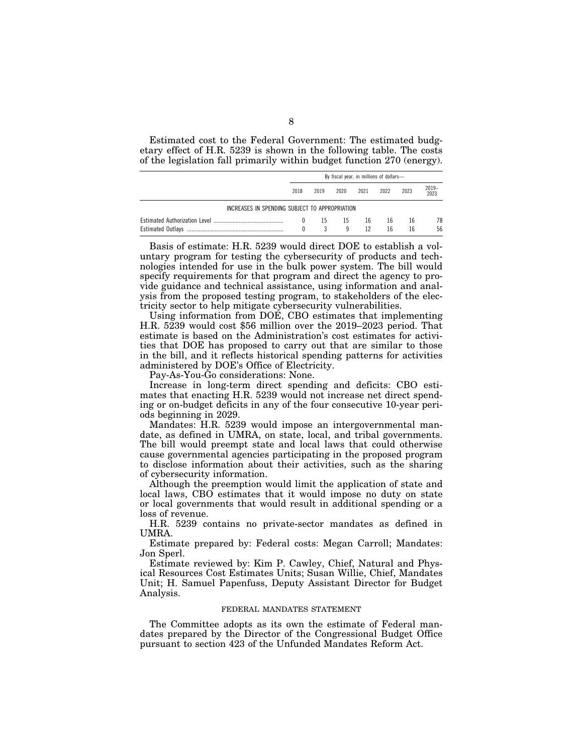Estimated cost to the Federal Government: The estimated budgetary effect of H.R. 5239 is shown in the following table. The costs of the legislation fall primarily within budget function 270 (energy).

| | By fiscal year, in millions of dollars— | | | | | | |
|---|---|---|---|---|---|---|---|
| | 2018 | 2019 | 2020 | 2021 | 2022 | 2023 | 2019–2023 |
| INCREASES IN SPENDING SUBJECT TO APPROPRIATION | | | | | | | |
| Estimated Authorization Level | 0 | 15 | 15 | 16 | 16 | 16 | 78 |
| Estimated Outlays | 0 | 3 | 9 | 12 | 16 | 16 | 56 |

Basis of estimate: H.R. 5239 would direct DOE to establish a voluntary program for testing the cybersecurity of products and technologies intended for use in the bulk power system. The bill would specify requirements for that program and direct the agency to provide guidance and technical assistance, using information and analysis from the proposed testing program, to stakeholders of the electricity sector to help mitigate cybersecurity vulnerabilities.

Using information from DOE, CBO estimates that implementing H.R. 5239 would cost $56 million over the 2019–2023 period. That estimate is based on the Administration's cost estimates for activities that DOE has proposed to carry out that are similar to those in the bill, and it reflects historical spending patterns for activities administered by DOE's Office of Electricity.

Pay-As-You-Go considerations: None.

Increase in long-term direct spending and deficits: CBO estimates that enacting H.R. 5239 would not increase net direct spending or on-budget deficits in any of the four consecutive 10-year periods beginning in 2029.

Mandates: H.R. 5239 would impose an intergovernmental mandate, as defined in UMRA, on state, local, and tribal governments. The bill would preempt state and local laws that could otherwise cause governmental agencies participating in the proposed program to disclose information about their activities, such as the sharing of cybersecurity information.

Although the preemption would limit the application of state and local laws, CBO estimates that it would impose no duty on state or local governments that would result in additional spending or a loss of revenue.

H.R. 5239 contains no private-sector mandates as defined in UMRA.

Estimate prepared by: Federal costs: Megan Carroll; Mandates: Jon Sperl.

Estimate reviewed by: Kim P. Cawley, Chief, Natural and Physical Resources Cost Estimates Units; Susan Willie, Chief, Mandates Unit; H. Samuel Papenfuss, Deputy Assistant Director for Budget Analysis.

## FEDERAL MANDATES STATEMENT

The Committee adopts as its own the estimate of Federal mandates prepared by the Director of the Congressional Budget Office pursuant to section 423 of the Unfunded Mandates Reform Act.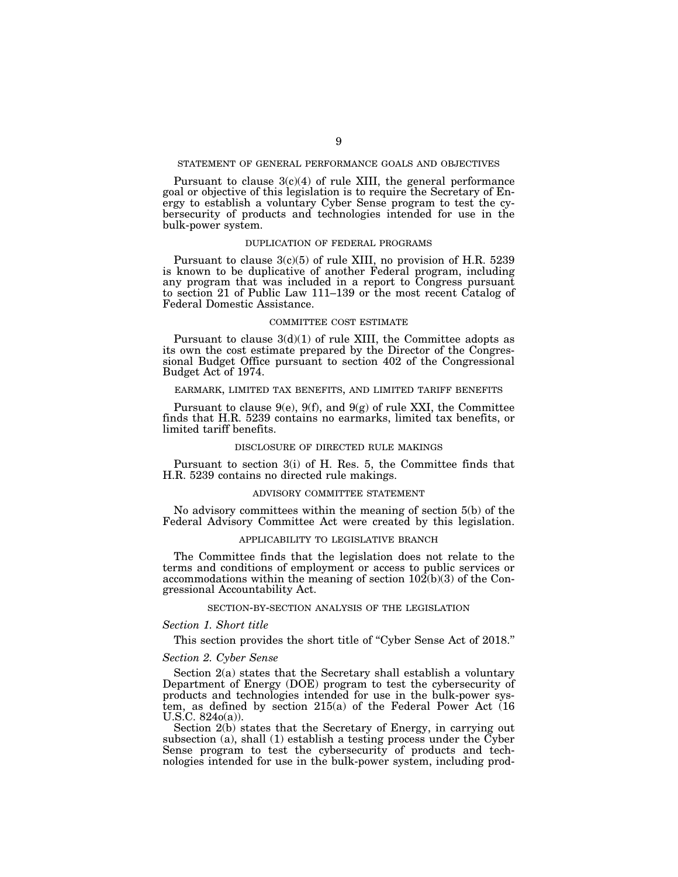## STATEMENT OF GENERAL PERFORMANCE GOALS AND OBJECTIVES

Pursuant to clause 3(c)(4) of rule XIII, the general performance goal or objective of this legislation is to require the Secretary of Energy to establish a voluntary Cyber Sense program to test the cybersecurity of products and technologies intended for use in the bulk-power system.

## DUPLICATION OF FEDERAL PROGRAMS

Pursuant to clause 3(c)(5) of rule XIII, no provision of H.R. 5239 is known to be duplicative of another Federal program, including any program that was included in a report to Congress pursuant to section 21 of Public Law 111–139 or the most recent Catalog of Federal Domestic Assistance.

## COMMITTEE COST ESTIMATE

Pursuant to clause 3(d)(1) of rule XIII, the Committee adopts as its own the cost estimate prepared by the Director of the Congressional Budget Office pursuant to section 402 of the Congressional Budget Act of 1974.

## EARMARK, LIMITED TAX BENEFITS, AND LIMITED TARIFF BENEFITS

Pursuant to clause 9(e), 9(f), and 9(g) of rule XXI, the Committee finds that H.R. 5239 contains no earmarks, limited tax benefits, or limited tariff benefits.

## DISCLOSURE OF DIRECTED RULE MAKINGS

Pursuant to section 3(i) of H. Res. 5, the Committee finds that H.R. 5239 contains no directed rule makings.

## ADVISORY COMMITTEE STATEMENT

No advisory committees within the meaning of section 5(b) of the Federal Advisory Committee Act were created by this legislation.

## APPLICABILITY TO LEGISLATIVE BRANCH

The Committee finds that the legislation does not relate to the terms and conditions of employment or access to public services or accommodations within the meaning of section 102(b)(3) of the Congressional Accountability Act.

## SECTION-BY-SECTION ANALYSIS OF THE LEGISLATION

### *Section 1. Short title*

This section provides the short title of "Cyber Sense Act of 2018."

### *Section 2. Cyber Sense*

Section 2(a) states that the Secretary shall establish a voluntary Department of Energy (DOE) program to test the cybersecurity of products and technologies intended for use in the bulk-power system, as defined by section 215(a) of the Federal Power Act (16 U.S.C. 824o(a)).

Section 2(b) states that the Secretary of Energy, in carrying out subsection (a), shall (1) establish a testing process under the Cyber Sense program to test the cybersecurity of products and technologies intended for use in the bulk-power system, including prod-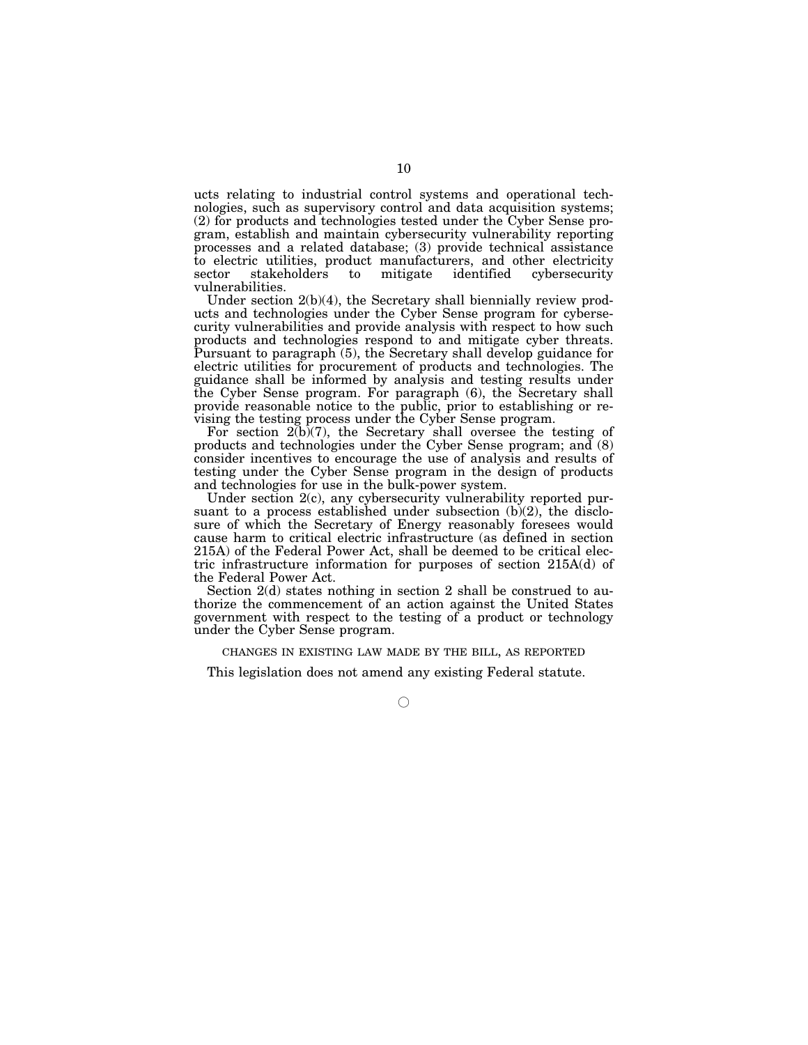ucts relating to industrial control systems and operational technologies, such as supervisory control and data acquisition systems; (2) for products and technologies tested under the Cyber Sense program, establish and maintain cybersecurity vulnerability reporting processes and a related database; (3) provide technical assistance to electric utilities, product manufacturers, and other electricity sector stakeholders to mitigate identified cybersecurity vulnerabilities.

Under section 2(b)(4), the Secretary shall biennially review products and technologies under the Cyber Sense program for cybersecurity vulnerabilities and provide analysis with respect to how such products and technologies respond to and mitigate cyber threats. Pursuant to paragraph (5), the Secretary shall develop guidance for electric utilities for procurement of products and technologies. The guidance shall be informed by analysis and testing results under the Cyber Sense program. For paragraph (6), the Secretary shall provide reasonable notice to the public, prior to establishing or revising the testing process under the Cyber Sense program.

For section 2(b)(7), the Secretary shall oversee the testing of products and technologies under the Cyber Sense program; and (8) consider incentives to encourage the use of analysis and results of testing under the Cyber Sense program in the design of products and technologies for use in the bulk-power system.

Under section 2(c), any cybersecurity vulnerability reported pursuant to a process established under subsection (b)(2), the disclosure of which the Secretary of Energy reasonably foresees would cause harm to critical electric infrastructure (as defined in section 215A) of the Federal Power Act, shall be deemed to be critical electric infrastructure information for purposes of section 215A(d) of the Federal Power Act.

Section 2(d) states nothing in section 2 shall be construed to authorize the commencement of an action against the United States government with respect to the testing of a product or technology under the Cyber Sense program.

## CHANGES IN EXISTING LAW MADE BY THE BILL, AS REPORTED

This legislation does not amend any existing Federal statute.

○